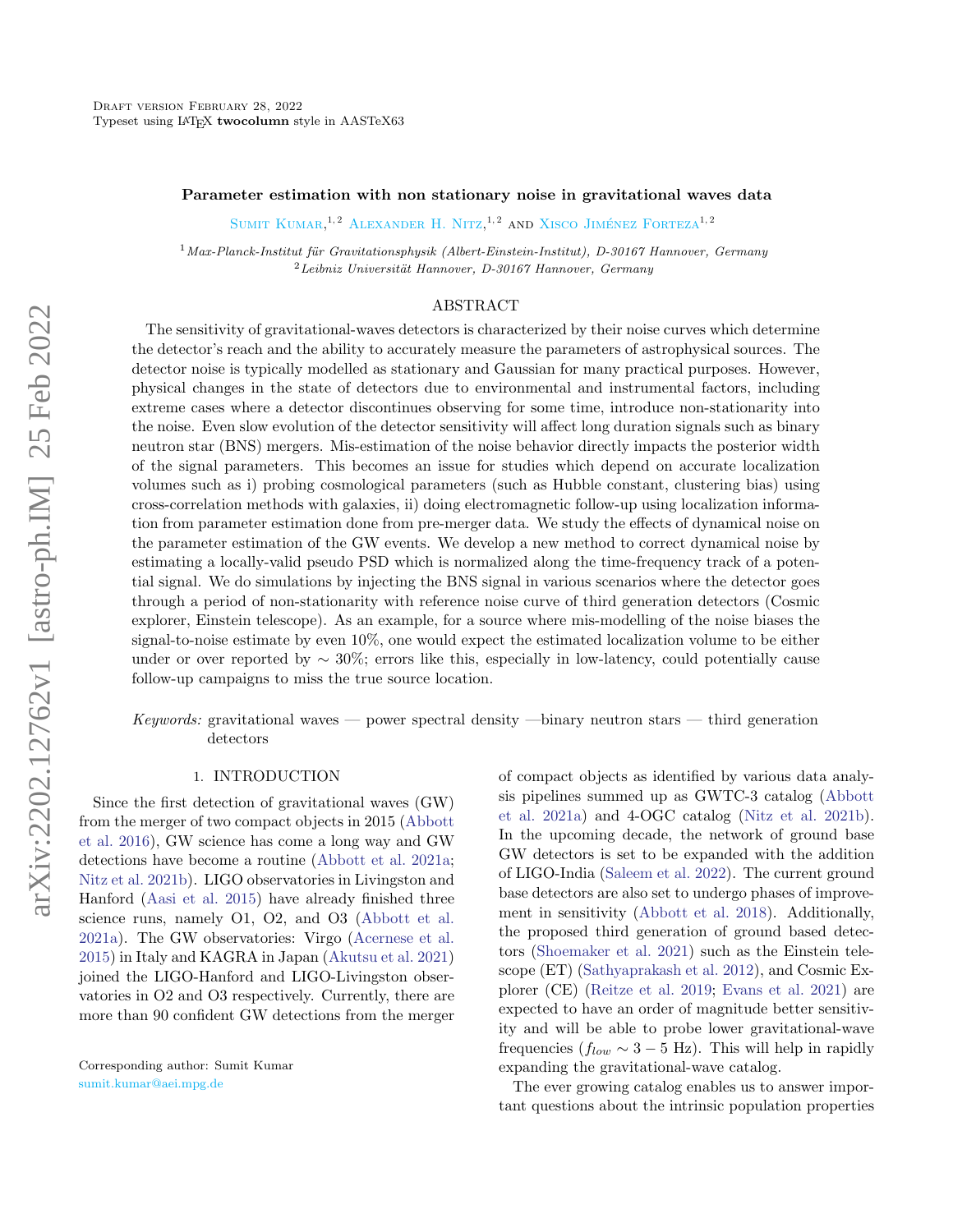Draft version February 28, 2022
Typeset using LaTeX **twocolumn** style in AASTeX63

# Parameter estimation with non stationary noise in gravitational waves data

Sumit Kumar,[1,2] Alexander H. Nitz,[1,2] and Xisco Jiménez Forteza[1,2]

[1] *Max-Planck-Institut für Gravitationsphysik (Albert-Einstein-Institut), D-30167 Hannover, Germany*
[2] *Leibniz Universität Hannover, D-30167 Hannover, Germany*

## ABSTRACT

The sensitivity of gravitational-waves detectors is characterized by their noise curves which determine the detector's reach and the ability to accurately measure the parameters of astrophysical sources. The detector noise is typically modelled as stationary and Gaussian for many practical purposes. However, physical changes in the state of detectors due to environmental and instrumental factors, including extreme cases where a detector discontinues observing for some time, introduce non-stationarity into the noise. Even slow evolution of the detector sensitivity will affect long duration signals such as binary neutron star (BNS) mergers. Mis-estimation of the noise behavior directly impacts the posterior width of the signal parameters. This becomes an issue for studies which depend on accurate localization volumes such as i) probing cosmological parameters (such as Hubble constant, clustering bias) using cross-correlation methods with galaxies, ii) doing electromagnetic follow-up using localization information from parameter estimation done from pre-merger data. We study the effects of dynamical noise on the parameter estimation of the GW events. We develop a new method to correct dynamical noise by estimating a locally-valid pseudo PSD which is normalized along the time-frequency track of a potential signal. We do simulations by injecting the BNS signal in various scenarios where the detector goes through a period of non-stationarity with reference noise curve of third generation detectors (Cosmic explorer, Einstein telescope). As an example, for a source where mis-modelling of the noise biases the signal-to-noise estimate by even 10%, one would expect the estimated localization volume to be either under or over reported by $\sim$ 30%; errors like this, especially in low-latency, could potentially cause follow-up campaigns to miss the true source location.

*Keywords:* gravitational waves — power spectral density —binary neutron stars — third generation detectors

## 1. INTRODUCTION

Since the first detection of gravitational waves (GW) from the merger of two compact objects in 2015 (Abbott et al. 2016), GW science has come a long way and GW detections have become a routine (Abbott et al. 2021a; Nitz et al. 2021b). LIGO observatories in Livingston and Hanford (Aasi et al. 2015) have already finished three science runs, namely O1, O2, and O3 (Abbott et al. 2021a). The GW observatories: Virgo (Acernese et al. 2015) in Italy and KAGRA in Japan (Akutsu et al. 2021) joined the LIGO-Hanford and LIGO-Livingston observatories in O2 and O3 respectively. Currently, there are more than 90 confident GW detections from the merger of compact objects as identified by various data analysis pipelines summed up as GWTC-3 catalog (Abbott et al. 2021a) and 4-OGC catalog (Nitz et al. 2021b). In the upcoming decade, the network of ground base GW detectors is set to be expanded with the addition of LIGO-India (Saleem et al. 2022). The current ground base detectors are also set to undergo phases of improvement in sensitivity (Abbott et al. 2018). Additionally, the proposed third generation of ground based detectors (Shoemaker et al. 2021) such as the Einstein telescope (ET) (Sathyaprakash et al. 2012), and Cosmic Explorer (CE) (Reitze et al. 2019; Evans et al. 2021) are expected to have an order of magnitude better sensitivity and will be able to probe lower gravitational-wave frequencies ($f_{low} \sim 3-5$ Hz). This will help in rapidly expanding the gravitational-wave catalog.

The ever growing catalog enables us to answer important questions about the intrinsic population properties

Corresponding author: Sumit Kumar
sumit.kumar@aei.mpg.de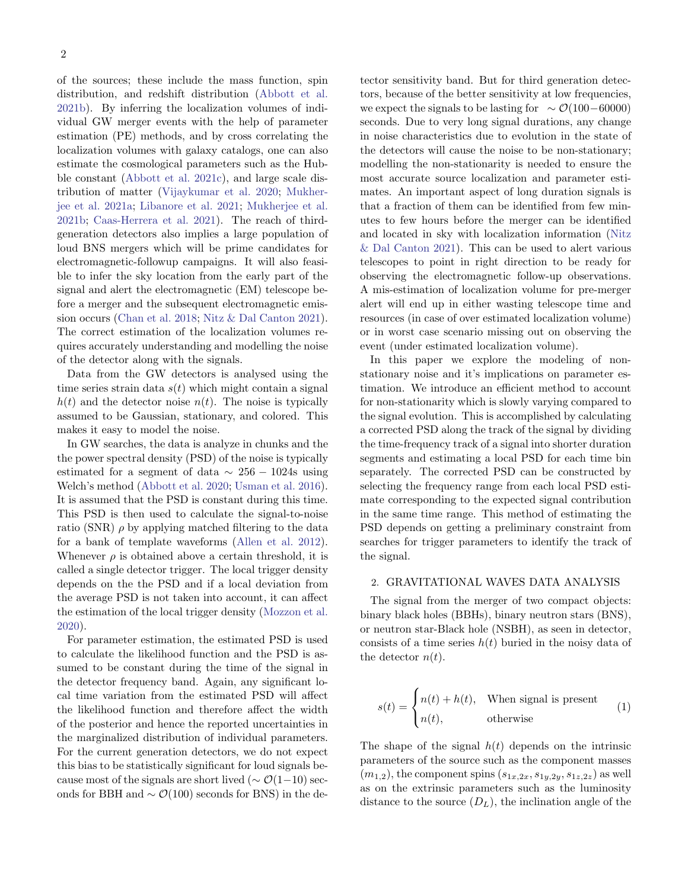of the sources; these include the mass function, spin distribution, and redshift distribution (Abbott et al. 2021b). By inferring the localization volumes of individual GW merger events with the help of parameter estimation (PE) methods, and by cross correlating the localization volumes with galaxy catalogs, one can also estimate the cosmological parameters such as the Hubble constant (Abbott et al. 2021c), and large scale distribution of matter (Vijaykumar et al. 2020; Mukherjee et al. 2021a; Libanore et al. 2021; Mukherjee et al. 2021b; Caas-Herrera et al. 2021). The reach of third-generation detectors also implies a large population of loud BNS mergers which will be prime candidates for electromagnetic-followup campaigns. It will also feasible to infer the sky location from the early part of the signal and alert the electromagnetic (EM) telescope before a merger and the subsequent electromagnetic emission occurs (Chan et al. 2018; Nitz & Dal Canton 2021). The correct estimation of the localization volumes requires accurately understanding and modelling the noise of the detector along with the signals.

Data from the GW detectors is analysed using the time series strain data $s(t)$ which might contain a signal $h(t)$ and the detector noise $n(t)$. The noise is typically assumed to be Gaussian, stationary, and colored. This makes it easy to model the noise.

In GW searches, the data is analyze in chunks and the the power spectral density (PSD) of the noise is typically estimated for a segment of data $\sim 256-1024$s using Welch's method (Abbott et al. 2020; Usman et al. 2016). It is assumed that the PSD is constant during this time. This PSD is then used to calculate the signal-to-noise ratio (SNR) $\rho$ by applying matched filtering to the data for a bank of template waveforms (Allen et al. 2012). Whenever $\rho$ is obtained above a certain threshold, it is called a single detector trigger. The local trigger density depends on the the PSD and if a local deviation from the average PSD is not taken into account, it can affect the estimation of the local trigger density (Mozzon et al. 2020).

For parameter estimation, the estimated PSD is used to calculate the likelihood function and the PSD is assumed to be constant during the time of the signal in the detector frequency band. Again, any significant local time variation from the estimated PSD will affect the likelihood function and therefore affect the width of the posterior and hence the reported uncertainties in the marginalized distribution of individual parameters. For the current generation detectors, we do not expect this bias to be statistically significant for loud signals because most of the signals are short lived ($\sim \mathcal{O}(1-10)$ seconds for BBH and $\sim \mathcal{O}(100)$ seconds for BNS) in the detector sensitivity band. But for third generation detectors, because of the better sensitivity at low frequencies, we expect the signals to be lasting for $\sim \mathcal{O}(100-60000)$ seconds. Due to very long signal durations, any change in noise characteristics due to evolution in the state of the detectors will cause the noise to be non-stationary; modelling the non-stationarity is needed to ensure the most accurate source localization and parameter estimates. An important aspect of long duration signals is that a fraction of them can be identified from few minutes to few hours before the merger can be identified and located in sky with localization information (Nitz & Dal Canton 2021). This can be used to alert various telescopes to point in right direction to be ready for observing the electromagnetic follow-up observations. A mis-estimation of localization volume for pre-merger alert will end up in either wasting telescope time and resources (in case of over estimated localization volume) or in worst case scenario missing out on observing the event (under estimated localization volume).

In this paper we explore the modeling of non-stationary noise and it's implications on parameter estimation. We introduce an efficient method to account for non-stationarity which is slowly varying compared to the signal evolution. This is accomplished by calculating a corrected PSD along the track of the signal by dividing the time-frequency track of a signal into shorter duration segments and estimating a local PSD for each time bin separately. The corrected PSD can be constructed by selecting the frequency range from each local PSD estimate corresponding to the expected signal contribution in the same time range. This method of estimating the PSD depends on getting a preliminary constraint from searches for trigger parameters to identify the track of the signal.

## 2. GRAVITATIONAL WAVES DATA ANALYSIS

The signal from the merger of two compact objects: binary black holes (BBHs), binary neutron stars (BNS), or neutron star-Black hole (NSBH), as seen in detector, consists of a time series $h(t)$ buried in the noisy data of the detector $n(t)$.

$$
s(t) = \begin{cases} n(t) + h(t), & \text{When signal is present} \\ n(t), & \text{otherwise} \end{cases} \tag{1}
$$

The shape of the signal $h(t)$ depends on the intrinsic parameters of the source such as the component masses $(m_{1,2})$, the component spins $(s_{1x,2x}, s_{1y,2y}, s_{1z,2z})$ as well as on the extrinsic parameters such as the luminosity distance to the source $(D_L)$, the inclination angle of the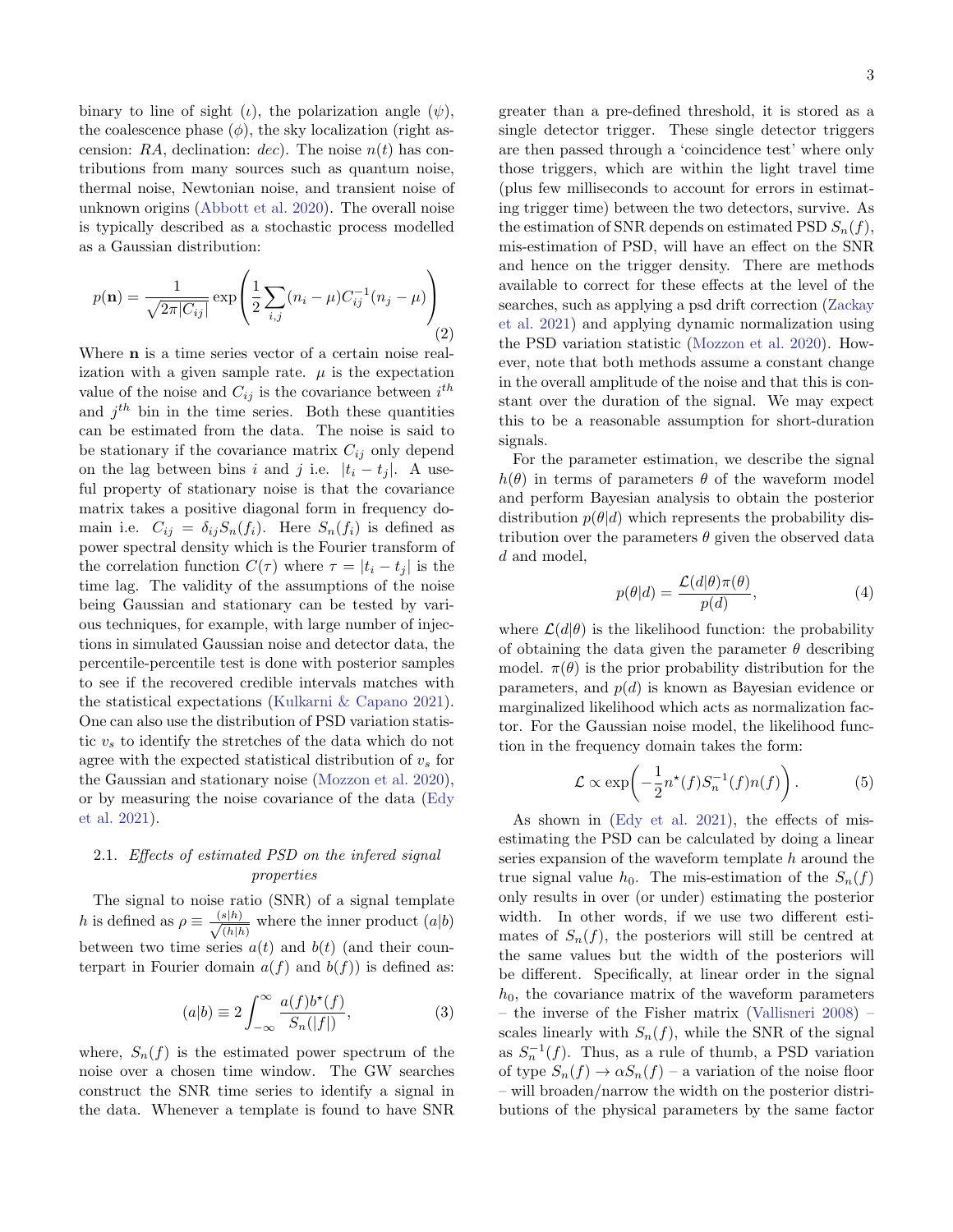binary to line of sight ($\iota$), the polarization angle ($\psi$), the coalescence phase ($\phi$), the sky localization (right ascension: $RA$, declination: $dec$). The noise $n(t)$ has contributions from many sources such as quantum noise, thermal noise, Newtonian noise, and transient noise of unknown origins (Abbott et al. 2020). The overall noise is typically described as a stochastic process modelled as a Gaussian distribution:

$$p(\mathbf{n}) = \frac{1}{\sqrt{2\pi|C_{ij}|}} \exp\left(\frac{1}{2}\sum_{i,j}(n_i - \mu)C_{ij}^{-1}(n_j - \mu)\right) \tag{2}$$

Where $\mathbf{n}$ is a time series vector of a certain noise realization with a given sample rate. $\mu$ is the expectation value of the noise and $C_{ij}$ is the covariance between $i^{th}$ and $j^{th}$ bin in the time series. Both these quantities can be estimated from the data. The noise is said to be stationary if the covariance matrix $C_{ij}$ only depend on the lag between bins $i$ and $j$ i.e. $|t_i - t_j|$. A useful property of stationary noise is that the covariance matrix takes a positive diagonal form in frequency domain i.e. $C_{ij} = \delta_{ij}S_n(f_i)$. Here $S_n(f_i)$ is defined as power spectral density which is the Fourier transform of the correlation function $C(\tau)$ where $\tau = |t_i - t_j|$ is the time lag. The validity of the assumptions of the noise being Gaussian and stationary can be tested by various techniques, for example, with large number of injections in simulated Gaussian noise and detector data, the percentile-percentile test is done with posterior samples to see if the recovered credible intervals matches with the statistical expectations (Kulkarni & Capano 2021). One can also use the distribution of PSD variation statistic $v_s$ to identify the stretches of the data which do not agree with the expected statistical distribution of $v_s$ for the Gaussian and stationary noise (Mozzon et al. 2020), or by measuring the noise covariance of the data (Edy et al. 2021).

### 2.1. *Effects of estimated PSD on the infered signal properties*

The signal to noise ratio (SNR) of a signal template $h$ is defined as $\rho \equiv \frac{(s|h)}{\sqrt{(h|h)}}$ where the inner product $(a|b)$ between two time series $a(t)$ and $b(t)$ (and their counterpart in Fourier domain $a(f)$ and $b(f)$) is defined as:

$$(a|b) \equiv 2\int_{-\infty}^{\infty} \frac{a(f)b^{\star}(f)}{S_n(|f|)}, \tag{3}$$

where, $S_n(f)$ is the estimated power spectrum of the noise over a chosen time window. The GW searches construct the SNR time series to identify a signal in the data. Whenever a template is found to have SNR greater than a pre-defined threshold, it is stored as a single detector trigger. These single detector triggers are then passed through a 'coincidence test' where only those triggers, which are within the light travel time (plus few milliseconds to account for errors in estimating trigger time) between the two detectors, survive. As the estimation of SNR depends on estimated PSD $S_n(f)$, mis-estimation of PSD, will have an effect on the SNR and hence on the trigger density. There are methods available to correct for these effects at the level of the searches, such as applying a psd drift correction (Zackay et al. 2021) and applying dynamic normalization using the PSD variation statistic (Mozzon et al. 2020). However, note that both methods assume a constant change in the overall amplitude of the noise and that this is constant over the duration of the signal. We may expect this to be a reasonable assumption for short-duration signals.

For the parameter estimation, we describe the signal $h(\theta)$ in terms of parameters $\theta$ of the waveform model and perform Bayesian analysis to obtain the posterior distribution $p(\theta|d)$ which represents the probability distribution over the parameters $\theta$ given the observed data $d$ and model,

$$p(\theta|d) = \frac{\mathcal{L}(d|\theta)\pi(\theta)}{p(d)}, \tag{4}$$

where $\mathcal{L}(d|\theta)$ is the likelihood function: the probability of obtaining the data given the parameter $\theta$ describing model. $\pi(\theta)$ is the prior probability distribution for the parameters, and $p(d)$ is known as Bayesian evidence or marginalized likelihood which acts as normalization factor. For the Gaussian noise model, the likelihood function in the frequency domain takes the form:

$$\mathcal{L} \propto \exp\left(-\frac{1}{2}n^{\star}(f)S_n^{-1}(f)n(f)\right). \tag{5}$$

As shown in (Edy et al. 2021), the effects of mis-estimating the PSD can be calculated by doing a linear series expansion of the waveform template $h$ around the true signal value $h_0$. The mis-estimation of the $S_n(f)$ only results in over (or under) estimating the posterior width. In other words, if we use two different estimates of $S_n(f)$, the posteriors will still be centred at the same values but the width of the posteriors will be different. Specifically, at linear order in the signal $h_0$, the covariance matrix of the waveform parameters – the inverse of the Fisher matrix (Vallisneri 2008) – scales linearly with $S_n(f)$, while the SNR of the signal as $S_n^{-1}(f)$. Thus, as a rule of thumb, a PSD variation of type $S_n(f) \to \alpha S_n(f)$ – a variation of the noise floor – will broaden/narrow the width on the posterior distributions of the physical parameters by the same factor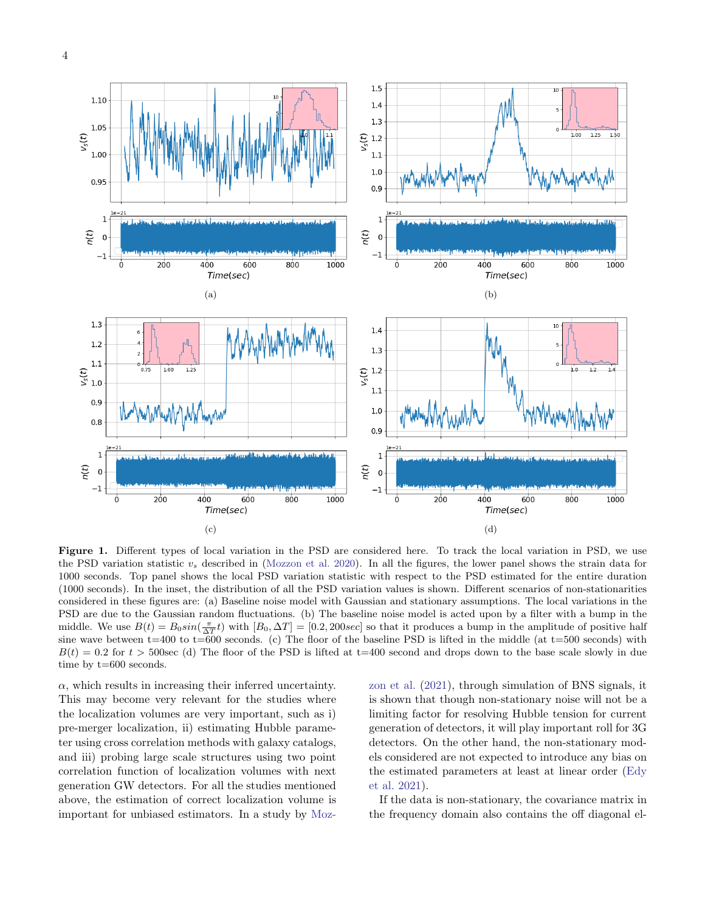**Figure 1.** Different types of local variation in the PSD are considered here. To track the local variation in PSD, we use the PSD variation statistic $v_s$ described in (Mozzon et al. 2020). In all the figures, the lower panel shows the strain data for 1000 seconds. Top panel shows the local PSD variation statistic with respect to the PSD estimated for the entire duration (1000 seconds). In the inset, the distribution of all the PSD variation values is shown. Different scenarios of non-stationarities considered in these figures are: (a) Baseline noise model with Gaussian and stationary assumptions. The local variations in the PSD are due to the Gaussian random fluctuations. (b) The baseline noise model is acted upon by a filter with a bump in the middle. We use $B(t) = B_0 sin(\frac{\pi}{\Delta T}t)$ with $[B_0, \Delta T] = [0.2, 200sec]$ so that it produces a bump in the amplitude of positive half sine wave between t=400 to t=600 seconds. (c) The floor of the baseline PSD is lifted in the middle (at t=500 seconds) with $B(t) = 0.2$ for $t > 500$sec (d) The floor of the PSD is lifted at t=400 second and drops down to the base scale slowly in due time by t=600 seconds.

$\alpha$, which results in increasing their inferred uncertainty. This may become very relevant for the studies where the localization volumes are very important, such as i) pre-merger localization, ii) estimating Hubble parameter using cross correlation methods with galaxy catalogs, and iii) probing large scale structures using two point correlation function of localization volumes with next generation GW detectors. For all the studies mentioned above, the estimation of correct localization volume is important for unbiased estimators. In a study by Mozzon et al. (2021), through simulation of BNS signals, it is shown that though non-stationary noise will not be a limiting factor for resolving Hubble tension for current generation of detectors, it will play important roll for 3G detectors. On the other hand, the non-stationary models considered are not expected to introduce any bias on the estimated parameters at least at linear order (Edy et al. 2021).

If the data is non-stationary, the covariance matrix in the frequency domain also contains the off diagonal el-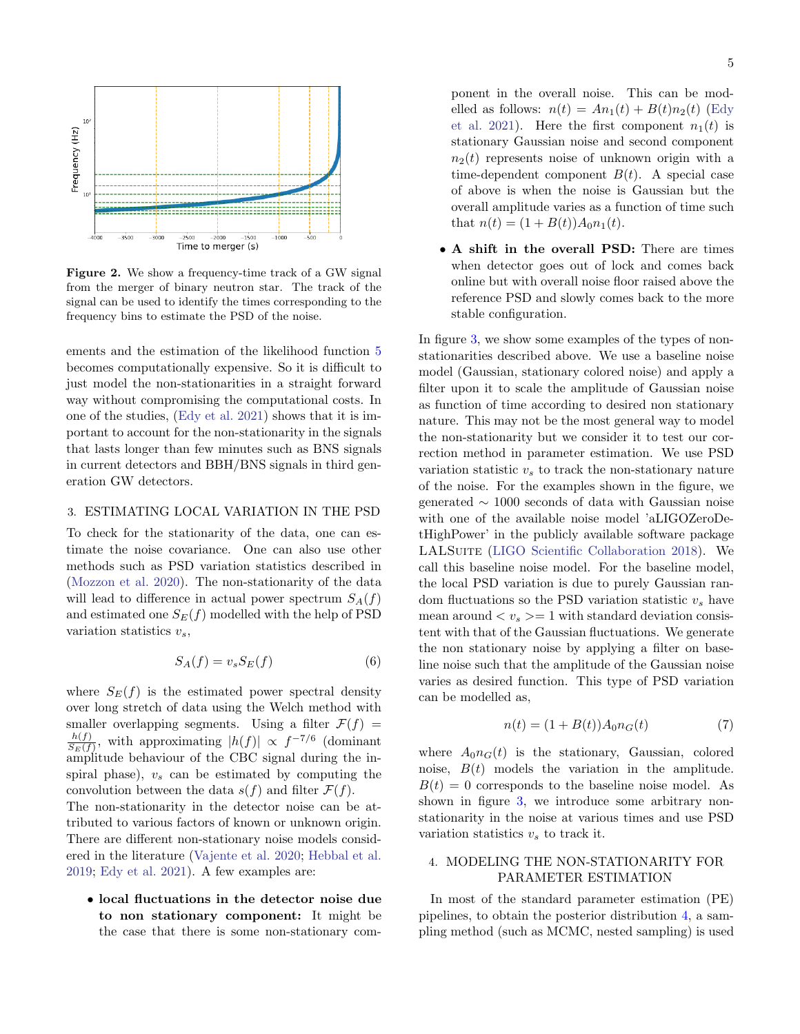**Figure 2.** We show a frequency-time track of a GW signal from the merger of binary neutron star. The track of the signal can be used to identify the times corresponding to the frequency bins to estimate the PSD of the noise.

ements and the estimation of the likelihood function 5 becomes computationally expensive. So it is difficult to just model the non-stationarities in a straight forward way without compromising the computational costs. In one of the studies, (Edy et al. 2021) shows that it is important to account for the non-stationarity in the signals that lasts longer than few minutes such as BNS signals in current detectors and BBH/BNS signals in third generation GW detectors.

## 3. ESTIMATING LOCAL VARIATION IN THE PSD

To check for the stationarity of the data, one can estimate the noise covariance. One can also use other methods such as PSD variation statistics described in (Mozzon et al. 2020). The non-stationarity of the data will lead to difference in actual power spectrum $S_A(f)$ and estimated one $S_E(f)$ modelled with the help of PSD variation statistics $v_s$,

$$S_A(f) = v_s S_E(f) \tag{6}$$

where $S_E(f)$ is the estimated power spectral density over long stretch of data using the Welch method with smaller overlapping segments. Using a filter $\mathcal{F}(f) = \frac{h(f)}{S_E(f)}$, with approximating $|h(f)| \propto f^{-7/6}$ (dominant amplitude behaviour of the CBC signal during the inspiral phase), $v_s$ can be estimated by computing the convolution between the data $s(f)$ and filter $\mathcal{F}(f)$.

The non-stationarity in the detector noise can be attributed to various factors of known or unknown origin. There are different non-stationary noise models considered in the literature (Vajente et al. 2020; Hebbal et al. 2019; Edy et al. 2021). A few examples are:

- **local fluctuations in the detector noise due to non stationary component:** It might be the case that there is some non-stationary component in the overall noise. This can be modelled as follows: $n(t) = An_1(t) + B(t)n_2(t)$ (Edy et al. 2021). Here the first component $n_1(t)$ is stationary Gaussian noise and second component $n_2(t)$ represents noise of unknown origin with a time-dependent component $B(t)$. A special case of above is when the noise is Gaussian but the overall amplitude varies as a function of time such that $n(t) = (1 + B(t))A_0 n_1(t)$.
- **A shift in the overall PSD:** There are times when detector goes out of lock and comes back online but with overall noise floor raised above the reference PSD and slowly comes back to the more stable configuration.

In figure 3, we show some examples of the types of nonstationarities described above. We use a baseline noise model (Gaussian, stationary colored noise) and apply a filter upon it to scale the amplitude of Gaussian noise as function of time according to desired non stationary nature. This may not be the most general way to model the non-stationarity but we consider it to test our correction method in parameter estimation. We use PSD variation statistic $v_s$ to track the non-stationary nature of the noise. For the examples shown in the figure, we generated $\sim 1000$ seconds of data with Gaussian noise with one of the available noise model 'aLIGOZeroDetHighPower' in the publicly available software package LALSuite (LIGO Scientific Collaboration 2018). We call this baseline noise model. For the baseline model, the local PSD variation is due to purely Gaussian random fluctuations so the PSD variation statistic $v_s$ have mean around $< v_s >= 1$ with standard deviation consistent with that of the Gaussian fluctuations. We generate the non stationary noise by applying a filter on baseline noise such that the amplitude of the Gaussian noise varies as desired function. This type of PSD variation can be modelled as,

$$n(t) = (1 + B(t))A_0 n_G(t) \tag{7}$$

where $A_0 n_G(t)$ is the stationary, Gaussian, colored noise, $B(t)$ models the variation in the amplitude. $B(t) = 0$ corresponds to the baseline noise model. As shown in figure 3, we introduce some arbitrary nonstationarity in the noise at various times and use PSD variation statistics $v_s$ to track it.

## 4. MODELING THE NON-STATIONARITY FOR PARAMETER ESTIMATION

In most of the standard parameter estimation (PE) pipelines, to obtain the posterior distribution 4, a sampling method (such as MCMC, nested sampling) is used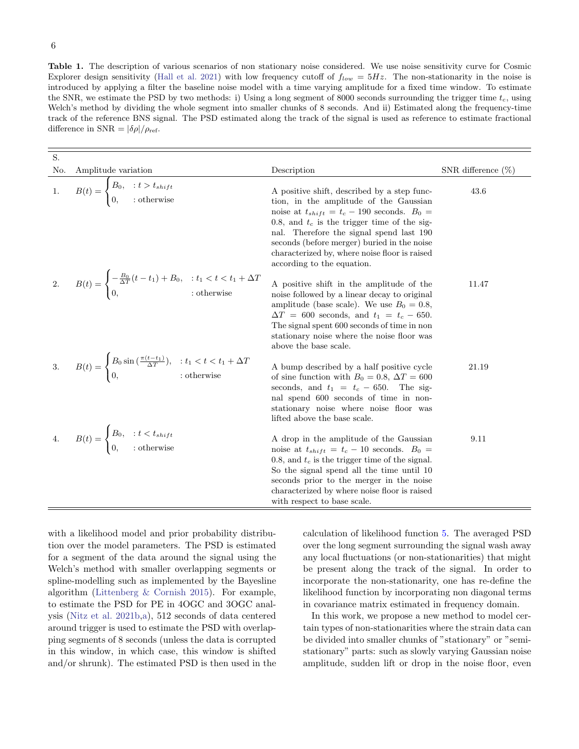**Table 1.** The description of various scenarios of non stationary noise considered. We use noise sensitivity curve for Cosmic Explorer design sensitivity (Hall et al. 2021) with low frequency cutoff of $f_{low} = 5Hz$. The non-stationarity in the noise is introduced by applying a filter the baseline noise model with a time varying amplitude for a fixed time window. To estimate the SNR, we estimate the PSD by two methods: i) Using a long segment of 8000 seconds surrounding the trigger time $t_c$, using Welch's method by dividing the whole segment into smaller chunks of 8 seconds. And ii) Estimated along the frequency-time track of the reference BNS signal. The PSD estimated along the track of the signal is used as reference to estimate fractional difference in SNR $= |\delta\rho|/\rho_{\rm ref}$.

| S. No. | Amplitude variation | Description | SNR difference (%) |
|---|---|---|---|
| 1. | $B(t) = \begin{cases} B_0, & : t > t_{shift} \\ 0, & : \text{otherwise} \end{cases}$ | A positive shift, described by a step function, in the amplitude of the Gaussian noise at $t_{shift} = t_c - 190$ seconds. $B_0 = 0.8$, and $t_c$ is the trigger time of the signal. Therefore the signal spend last 190 seconds (before merger) buried in the noise characterized by, where noise floor is raised according to the equation. | 43.6 |
| 2. | $B(t) = \begin{cases} -\frac{B_0}{\Delta T}(t - t_1) + B_0, & : t_1 < t < t_1 + \Delta T \\ 0, & : \text{otherwise} \end{cases}$ | A positive shift in the amplitude of the noise followed by a linear decay to original amplitude (base scale). We use $B_0 = 0.8$, $\Delta T = 600$ seconds, and $t_1 = t_c - 650$. The signal spent 600 seconds of time in non stationary noise where the noise floor was above the base scale. | 11.47 |
| 3. | $B(t) = \begin{cases} B_0 \sin\left(\frac{\pi(t-t_1)}{\Delta T}\right), & : t_1 < t < t_1 + \Delta T \\ 0, & : \text{otherwise} \end{cases}$ | A bump described by a half positive cycle of sine function with $B_0 = 0.8$, $\Delta T = 600$ seconds, and $t_1 = t_c - 650$. The signal spend 600 seconds of time in non-stationary noise where noise floor was lifted above the base scale. | 21.19 |
| 4. | $B(t) = \begin{cases} B_0, & : t < t_{shift} \\ 0, & : \text{otherwise} \end{cases}$ | A drop in the amplitude of the Gaussian noise at $t_{shift} = t_c - 10$ seconds. $B_0 = 0.8$, and $t_c$ is the trigger time of the signal. So the signal spend all the time until 10 seconds prior to the merger in the noise characterized by where noise floor is raised with respect to base scale. | 9.11 |

with a likelihood model and prior probability distribution over the model parameters. The PSD is estimated for a segment of the data around the signal using the Welch's method with smaller overlapping segments or spline-modelling such as implemented by the Bayesline algorithm (Littenberg & Cornish 2015). For example, to estimate the PSD for PE in 4OGC and 3OGC analysis (Nitz et al. 2021b,a), 512 seconds of data centered around trigger is used to estimate the PSD with overlapping segments of 8 seconds (unless the data is corrupted in this window, in which case, this window is shifted and/or shrunk). The estimated PSD is then used in the calculation of likelihood function 5. The averaged PSD over the long segment surrounding the signal wash away any local fluctuations (or non-stationarities) that might be present along the track of the signal. In order to incorporate the non-stationarity, one has re-define the likelihood function by incorporating non diagonal terms in covariance matrix estimated in frequency domain.

In this work, we propose a new method to model certain types of non-stationarities where the strain data can be divided into smaller chunks of "stationary" or "semi-stationary" parts: such as slowly varying Gaussian noise amplitude, sudden lift or drop in the noise floor, even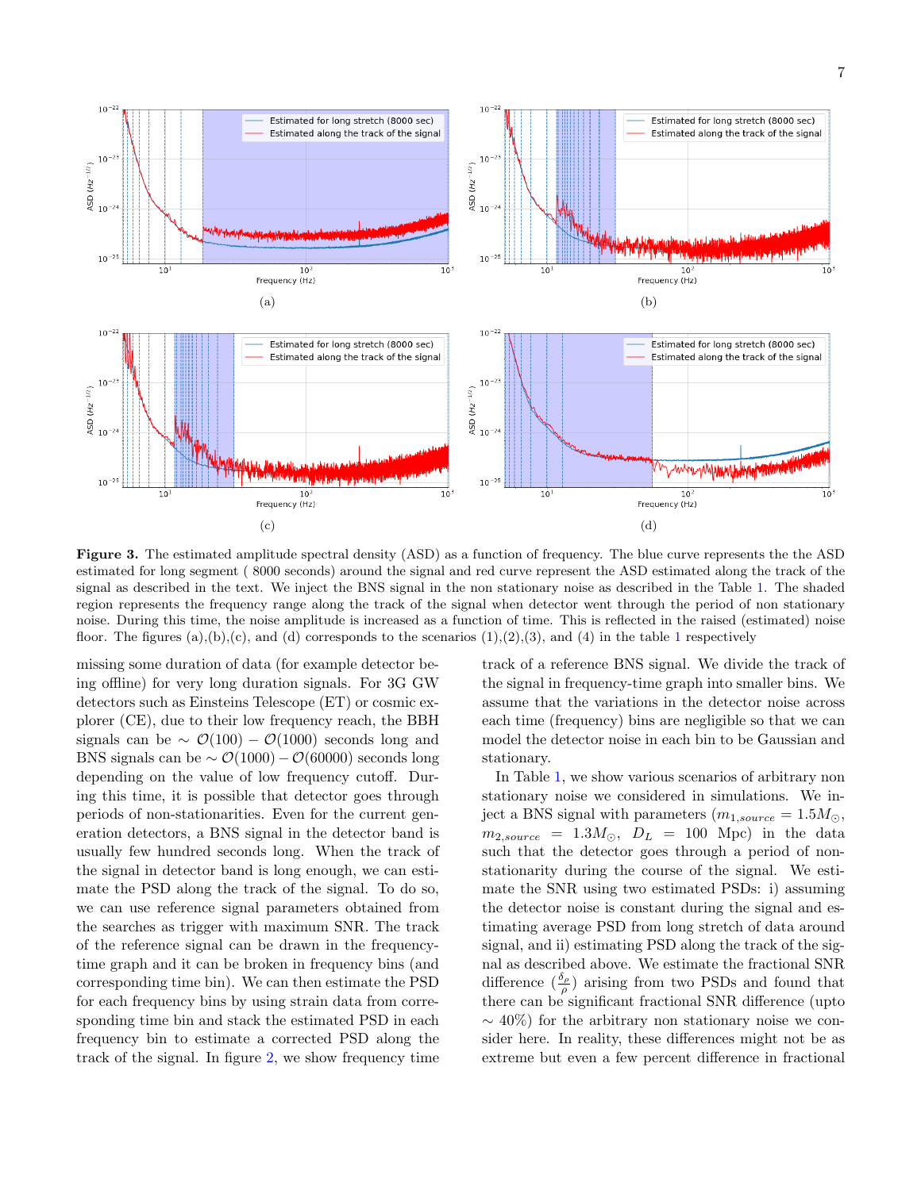**Figure 3.** The estimated amplitude spectral density (ASD) as a function of frequency. The blue curve represents the the ASD estimated for long segment ( 8000 seconds) around the signal and red curve represent the ASD estimated along the track of the signal as described in the text. We inject the BNS signal in the non stationary noise as described in the Table 1. The shaded region represents the frequency range along the track of the signal when detector went through the period of non stationary noise. During this time, the noise amplitude is increased as a function of time. This is reflected in the raised (estimated) noise floor. The figures (a),(b),(c), and (d) corresponds to the scenarios (1),(2),(3), and (4) in the table 1 respectively

missing some duration of data (for example detector being offline) for very long duration signals. For 3G GW detectors such as Einsteins Telescope (ET) or cosmic explorer (CE), due to their low frequency reach, the BBH signals can be $\sim \mathcal{O}(100) - \mathcal{O}(1000)$ seconds long and BNS signals can be $\sim \mathcal{O}(1000) - \mathcal{O}(60000)$ seconds long depending on the value of low frequency cutoff. During this time, it is possible that detector goes through periods of non-stationarities. Even for the current generation detectors, a BNS signal in the detector band is usually few hundred seconds long. When the track of the signal in detector band is long enough, we can estimate the PSD along the track of the signal. To do so, we can use reference signal parameters obtained from the searches as trigger with maximum SNR. The track of the reference signal can be drawn in the frequency-time graph and it can be broken in frequency bins (and corresponding time bin). We can then estimate the PSD for each frequency bins by using strain data from corresponding time bin and stack the estimated PSD in each frequency bin to estimate a corrected PSD along the track of the signal. In figure 2, we show frequency time track of a reference BNS signal. We divide the track of the signal in frequency-time graph into smaller bins. We assume that the variations in the detector noise across each time (frequency) bins are negligible so that we can model the detector noise in each bin to be Gaussian and stationary.

In Table 1, we show various scenarios of arbitrary non stationary noise we considered in simulations. We inject a BNS signal with parameters ($m_{1,source} = 1.5 M_{\odot}$, $m_{2,source} = 1.3 M_{\odot}$, $D_L = 100$ Mpc) in the data such that the detector goes through a period of non-stationarity during the course of the signal. We estimate the SNR using two estimated PSDs: i) assuming the detector noise is constant during the signal and estimating average PSD from long stretch of data around signal, and ii) estimating PSD along the track of the signal as described above. We estimate the fractional SNR difference ($\frac{\delta_\rho}{\rho}$) arising from two PSDs and found that there can be significant fractional SNR difference (upto $\sim 40\%$) for the arbitrary non stationary noise we consider here. In reality, these differences might not be as extreme but even a few percent difference in fractional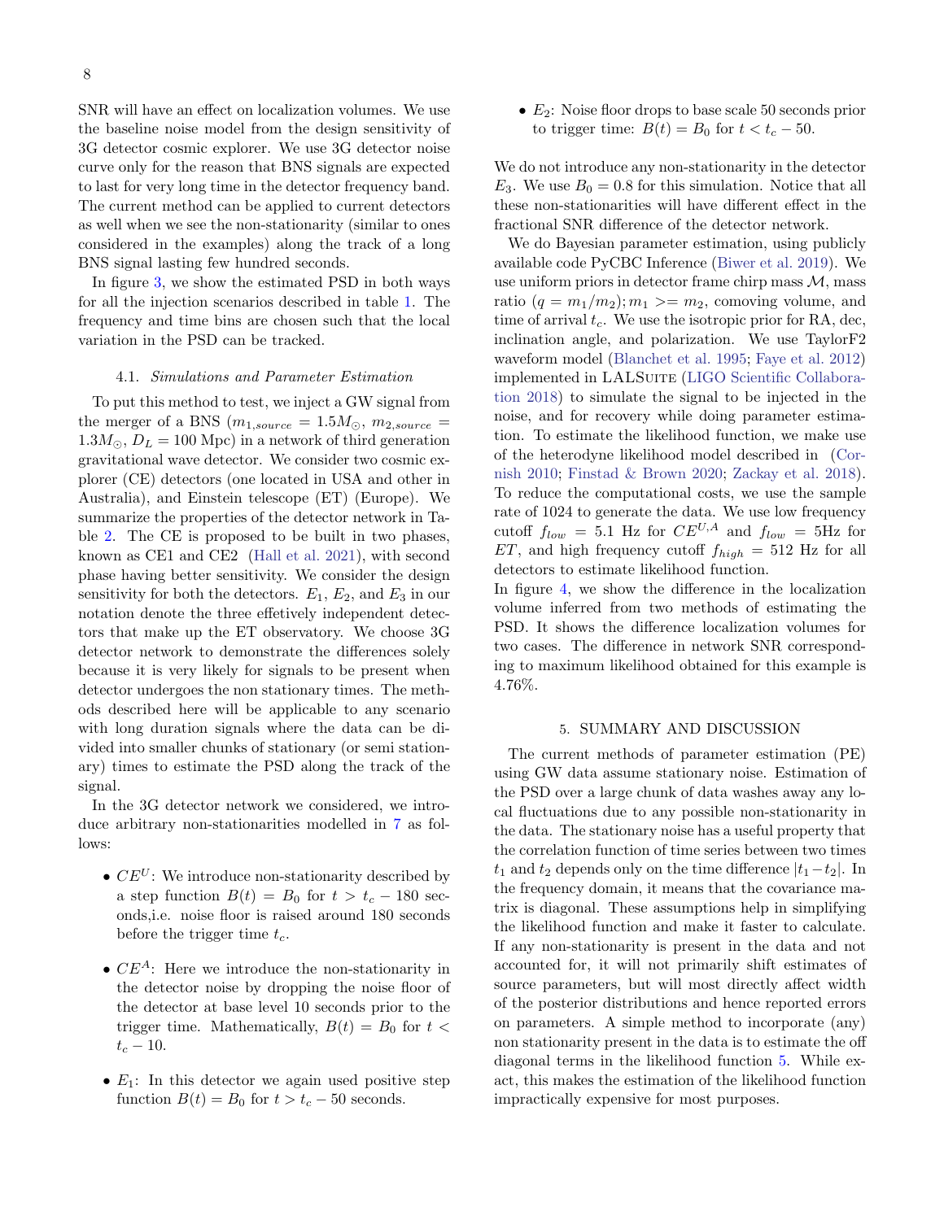SNR will have an effect on localization volumes. We use the baseline noise model from the design sensitivity of 3G detector cosmic explorer. We use 3G detector noise curve only for the reason that BNS signals are expected to last for very long time in the detector frequency band. The current method can be applied to current detectors as well when we see the non-stationarity (similar to ones considered in the examples) along the track of a long BNS signal lasting few hundred seconds.

In figure 3, we show the estimated PSD in both ways for all the injection scenarios described in table 1. The frequency and time bins are chosen such that the local variation in the PSD can be tracked.

### 4.1. *Simulations and Parameter Estimation*

To put this method to test, we inject a GW signal from the merger of a BNS ($m_{1,source} = 1.5 M_\odot$, $m_{2,source} = 1.3 M_\odot$, $D_L = 100$ Mpc) in a network of third generation gravitational wave detector. We consider two cosmic explorer (CE) detectors (one located in USA and other in Australia), and Einstein telescope (ET) (Europe). We summarize the properties of the detector network in Table 2. The CE is proposed to be built in two phases, known as CE1 and CE2 (Hall et al. 2021), with second phase having better sensitivity. We consider the design sensitivity for both the detectors. $E_1$, $E_2$, and $E_3$ in our notation denote the three effetively independent detectors that make up the ET observatory. We choose 3G detector network to demonstrate the differences solely because it is very likely for signals to be present when detector undergoes the non stationary times. The methods described here will be applicable to any scenario with long duration signals where the data can be divided into smaller chunks of stationary (or semi stationary) times to estimate the PSD along the track of the signal.

In the 3G detector network we considered, we introduce arbitrary non-stationarities modelled in 7 as follows:

- $CE^U$: We introduce non-stationarity described by a step function $B(t) = B_0$ for $t > t_c - 180$ seconds,i.e. noise floor is raised around 180 seconds before the trigger time $t_c$.
- $CE^A$: Here we introduce the non-stationarity in the detector noise by dropping the noise floor of the detector at base level 10 seconds prior to the trigger time. Mathematically, $B(t) = B_0$ for $t < t_c - 10$.
- $E_1$: In this detector we again used positive step function $B(t) = B_0$ for $t > t_c - 50$ seconds.
- $E_2$: Noise floor drops to base scale 50 seconds prior to trigger time: $B(t) = B_0$ for $t < t_c - 50$.

We do not introduce any non-stationarity in the detector $E_3$. We use $B_0 = 0.8$ for this simulation. Notice that all these non-stationarities will have different effect in the fractional SNR difference of the detector network.

We do Bayesian parameter estimation, using publicly available code PyCBC Inference (Biwer et al. 2019). We use uniform priors in detector frame chirp mass $\mathcal{M}$, mass ratio ($q = m_1/m_2$); $m_1 >= m_2$, comoving volume, and time of arrival $t_c$. We use the isotropic prior for RA, dec, inclination angle, and polarization. We use TaylorF2 waveform model (Blanchet et al. 1995; Faye et al. 2012) implemented in LALSuite (LIGO Scientific Collaboration 2018) to simulate the signal to be injected in the noise, and for recovery while doing parameter estimation. To estimate the likelihood function, we make use of the heterodyne likelihood model described in (Cornish 2010; Finstad & Brown 2020; Zackay et al. 2018). To reduce the computational costs, we use the sample rate of 1024 to generate the data. We use low frequency cutoff $f_{low} = 5.1$ Hz for $CE^{U,A}$ and $f_{low} = 5$Hz for $ET$, and high frequency cutoff $f_{high} = 512$ Hz for all detectors to estimate likelihood function.

In figure 4, we show the difference in the localization volume inferred from two methods of estimating the PSD. It shows the difference localization volumes for two cases. The difference in network SNR corresponding to maximum likelihood obtained for this example is 4.76%.

## 5. SUMMARY AND DISCUSSION

The current methods of parameter estimation (PE) using GW data assume stationary noise. Estimation of the PSD over a large chunk of data washes away any local fluctuations due to any possible non-stationarity in the data. The stationary noise has a useful property that the correlation function of time series between two times $t_1$ and $t_2$ depends only on the time difference $|t_1 - t_2|$. In the frequency domain, it means that the covariance matrix is diagonal. These assumptions help in simplifying the likelihood function and make it faster to calculate. If any non-stationarity is present in the data and not accounted for, it will not primarily shift estimates of source parameters, but will most directly affect width of the posterior distributions and hence reported errors on parameters. A simple method to incorporate (any) non stationarity present in the data is to estimate the off diagonal terms in the likelihood function 5. While exact, this makes the estimation of the likelihood function impractically expensive for most purposes.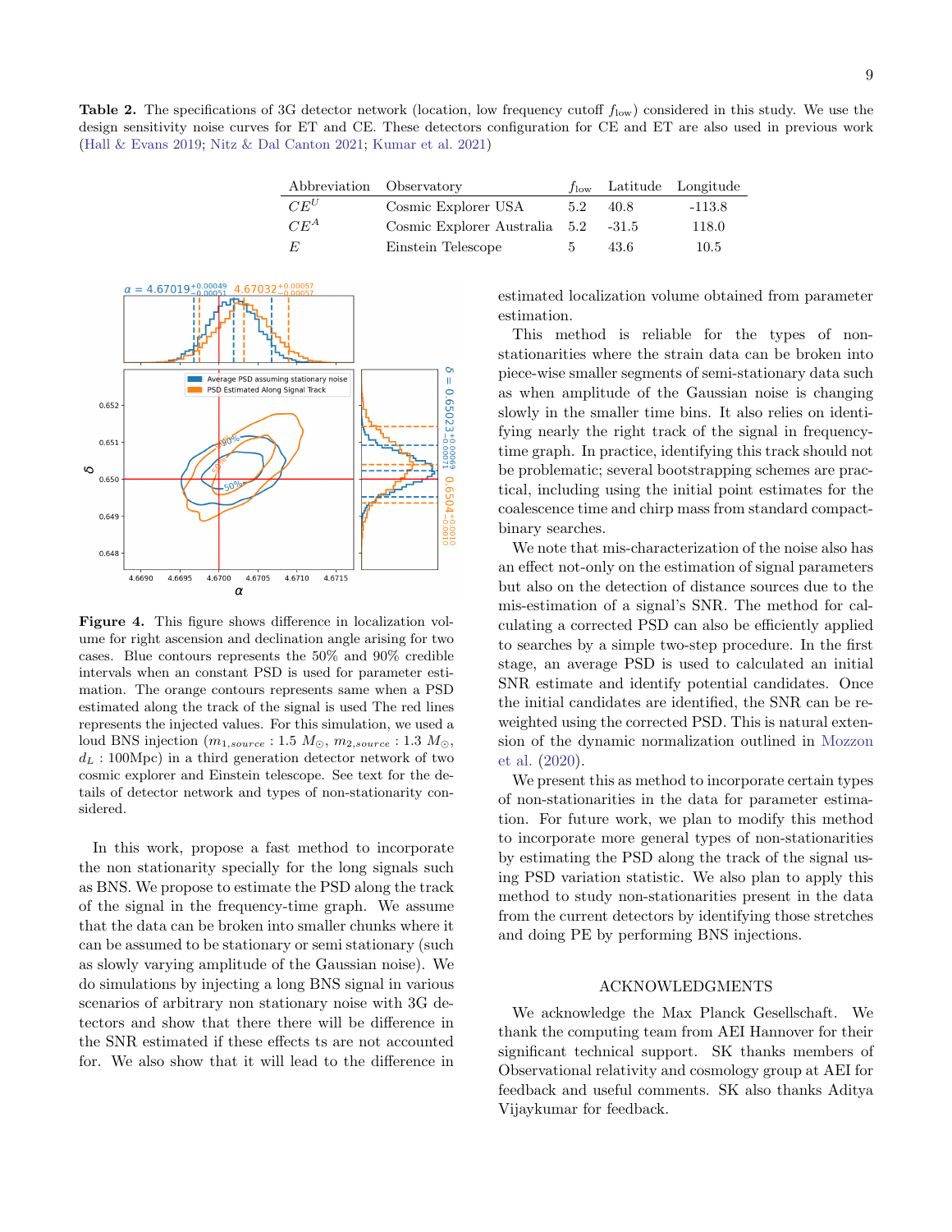**Table 2.** The specifications of 3G detector network (location, low frequency cutoff $f_{\rm low}$) considered in this study. We use the design sensitivity noise curves for ET and CE. These detectors configuration for CE and ET are also used in previous work (Hall & Evans 2019; Nitz & Dal Canton 2021; Kumar et al. 2021)

| Abbreviation | Observatory | $f_{\rm low}$ | Latitude | Longitude |
|---|---|---|---|---|
| $CE^U$ | Cosmic Explorer USA | 5.2 | 40.8 | -113.8 |
| $CE^A$ | Cosmic Explorer Australia | 5.2 | -31.5 | 118.0 |
| $E$ | Einstein Telescope | 5 | 43.6 | 10.5 |

**Figure 4.** This figure shows difference in localization volume for right ascension and declination angle arising for two cases. Blue contours represents the 50% and 90% credible intervals when an constant PSD is used for parameter estimation. The orange contours represents same when a PSD estimated along the track of the signal is used The red lines represents the injected values. For this simulation, we used a loud BNS injection ($m_{1,source}$ : 1.5 $M_{\odot}$, $m_{2,source}$ : 1.3 $M_{\odot}$, $d_L$ : 100Mpc) in a third generation detector network of two cosmic explorer and Einstein telescope. See text for the details of detector network and types of non-stationarity considered.

In this work, propose a fast method to incorporate the non stationarity specially for the long signals such as BNS. We propose to estimate the PSD along the track of the signal in the frequency-time graph. We assume that the data can be broken into smaller chunks where it can be assumed to be stationary or semi stationary (such as slowly varying amplitude of the Gaussian noise). We do simulations by injecting a long BNS signal in various scenarios of arbitrary non stationary noise with 3G detectors and show that there there will be difference in the SNR estimated if these effects ts are not accounted for. We also show that it will lead to the difference in estimated localization volume obtained from parameter estimation.

This method is reliable for the types of non-stationarities where the strain data can be broken into piece-wise smaller segments of semi-stationary data such as when amplitude of the Gaussian noise is changing slowly in the smaller time bins. It also relies on identifying nearly the right track of the signal in frequency-time graph. In practice, identifying this track should not be problematic; several bootstrapping schemes are practical, including using the initial point estimates for the coalescence time and chirp mass from standard compact-binary searches.

We note that mis-characterization of the noise also has an effect not-only on the estimation of signal parameters but also on the detection of distance sources due to the mis-estimation of a signal's SNR. The method for calculating a corrected PSD can also be efficiently applied to searches by a simple two-step procedure. In the first stage, an average PSD is used to calculated an initial SNR estimate and identify potential candidates. Once the initial candidates are identified, the SNR can be reweighted using the corrected PSD. This is natural extension of the dynamic normalization outlined in Mozzon et al. (2020).

We present this as method to incorporate certain types of non-stationarities in the data for parameter estimation. For future work, we plan to modify this method to incorporate more general types of non-stationarities by estimating the PSD along the track of the signal using PSD variation statistic. We also plan to apply this method to study non-stationarities present in the data from the current detectors by identifying those stretches and doing PE by performing BNS injections.

## ACKNOWLEDGMENTS

We acknowledge the Max Planck Gesellschaft. We thank the computing team from AEI Hannover for their significant technical support. SK thanks members of Observational relativity and cosmology group at AEI for feedback and useful comments. SK also thanks Aditya Vijaykumar for feedback.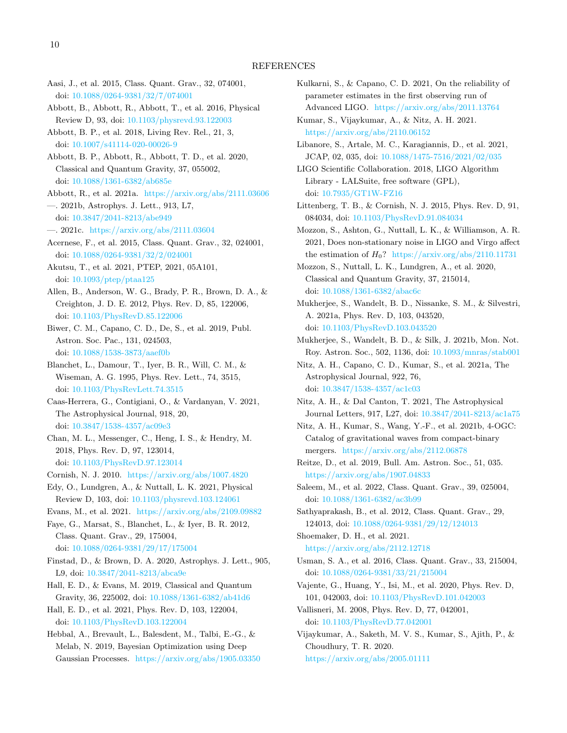## REFERENCES

Aasi, J., et al. 2015, Class. Quant. Grav., 32, 074001, doi: 10.1088/0264-9381/32/7/074001

Abbott, B., Abbott, R., Abbott, T., et al. 2016, Physical Review D, 93, doi: 10.1103/physrevd.93.122003

Abbott, B. P., et al. 2018, Living Rev. Rel., 21, 3, doi: 10.1007/s41114-020-00026-9

Abbott, B. P., Abbott, R., Abbott, T. D., et al. 2020, Classical and Quantum Gravity, 37, 055002, doi: 10.1088/1361-6382/ab685e

Abbott, R., et al. 2021a. https://arxiv.org/abs/2111.03606

—. 2021b, Astrophys. J. Lett., 913, L7, doi: 10.3847/2041-8213/abe949

—. 2021c. https://arxiv.org/abs/2111.03604

Acernese, F., et al. 2015, Class. Quant. Grav., 32, 024001, doi: 10.1088/0264-9381/32/2/024001

Akutsu, T., et al. 2021, PTEP, 2021, 05A101, doi: 10.1093/ptep/ptaa125

Allen, B., Anderson, W. G., Brady, P. R., Brown, D. A., & Creighton, J. D. E. 2012, Phys. Rev. D, 85, 122006, doi: 10.1103/PhysRevD.85.122006

Biwer, C. M., Capano, C. D., De, S., et al. 2019, Publ. Astron. Soc. Pac., 131, 024503, doi: 10.1088/1538-3873/aaef0b

Blanchet, L., Damour, T., Iyer, B. R., Will, C. M., & Wiseman, A. G. 1995, Phys. Rev. Lett., 74, 3515, doi: 10.1103/PhysRevLett.74.3515

Caas-Herrera, G., Contigiani, O., & Vardanyan, V. 2021, The Astrophysical Journal, 918, 20, doi: 10.3847/1538-4357/ac09e3

Chan, M. L., Messenger, C., Heng, I. S., & Hendry, M. 2018, Phys. Rev. D, 97, 123014, doi: 10.1103/PhysRevD.97.123014

Cornish, N. J. 2010. https://arxiv.org/abs/1007.4820

Edy, O., Lundgren, A., & Nuttall, L. K. 2021, Physical Review D, 103, doi: 10.1103/physrevd.103.124061

Evans, M., et al. 2021. https://arxiv.org/abs/2109.09882

Faye, G., Marsat, S., Blanchet, L., & Iyer, B. R. 2012, Class. Quant. Grav., 29, 175004, doi: 10.1088/0264-9381/29/17/175004

Finstad, D., & Brown, D. A. 2020, Astrophys. J. Lett., 905, L9, doi: 10.3847/2041-8213/abca9e

Hall, E. D., & Evans, M. 2019, Classical and Quantum Gravity, 36, 225002, doi: 10.1088/1361-6382/ab41d6

Hall, E. D., et al. 2021, Phys. Rev. D, 103, 122004, doi: 10.1103/PhysRevD.103.122004

Hebbal, A., Brevault, L., Balesdent, M., Talbi, E.-G., & Melab, N. 2019, Bayesian Optimization using Deep Gaussian Processes. https://arxiv.org/abs/1905.03350

Kulkarni, S., & Capano, C. D. 2021, On the reliability of parameter estimates in the first observing run of Advanced LIGO. https://arxiv.org/abs/2011.13764

Kumar, S., Vijaykumar, A., & Nitz, A. H. 2021. https://arxiv.org/abs/2110.06152

Libanore, S., Artale, M. C., Karagiannis, D., et al. 2021, JCAP, 02, 035, doi: 10.1088/1475-7516/2021/02/035

LIGO Scientific Collaboration. 2018, LIGO Algorithm Library - LALSuite, free software (GPL), doi: 10.7935/GT1W-FZ16

Littenberg, T. B., & Cornish, N. J. 2015, Phys. Rev. D, 91, 084034, doi: 10.1103/PhysRevD.91.084034

Mozzon, S., Ashton, G., Nuttall, L. K., & Williamson, A. R. 2021, Does non-stationary noise in LIGO and Virgo affect the estimation of $H_0$? https://arxiv.org/abs/2110.11731

Mozzon, S., Nuttall, L. K., Lundgren, A., et al. 2020, Classical and Quantum Gravity, 37, 215014, doi: 10.1088/1361-6382/abac6c

Mukherjee, S., Wandelt, B. D., Nissanke, S. M., & Silvestri, A. 2021a, Phys. Rev. D, 103, 043520, doi: 10.1103/PhysRevD.103.043520

Mukherjee, S., Wandelt, B. D., & Silk, J. 2021b, Mon. Not. Roy. Astron. Soc., 502, 1136, doi: 10.1093/mnras/stab001

Nitz, A. H., Capano, C. D., Kumar, S., et al. 2021a, The Astrophysical Journal, 922, 76, doi: 10.3847/1538-4357/ac1c03

Nitz, A. H., & Dal Canton, T. 2021, The Astrophysical Journal Letters, 917, L27, doi: 10.3847/2041-8213/ac1a75

Nitz, A. H., Kumar, S., Wang, Y.-F., et al. 2021b, 4-OGC: Catalog of gravitational waves from compact-binary mergers. https://arxiv.org/abs/2112.06878

Reitze, D., et al. 2019, Bull. Am. Astron. Soc., 51, 035. https://arxiv.org/abs/1907.04833

Saleem, M., et al. 2022, Class. Quant. Grav., 39, 025004, doi: 10.1088/1361-6382/ac3b99

Sathyaprakash, B., et al. 2012, Class. Quant. Grav., 29, 124013, doi: 10.1088/0264-9381/29/12/124013

Shoemaker, D. H., et al. 2021. https://arxiv.org/abs/2112.12718

Usman, S. A., et al. 2016, Class. Quant. Grav., 33, 215004, doi: 10.1088/0264-9381/33/21/215004

Vajente, G., Huang, Y., Isi, M., et al. 2020, Phys. Rev. D, 101, 042003, doi: 10.1103/PhysRevD.101.042003

Vallisneri, M. 2008, Phys. Rev. D, 77, 042001, doi: 10.1103/PhysRevD.77.042001

Vijaykumar, A., Saketh, M. V. S., Kumar, S., Ajith, P., & Choudhury, T. R. 2020. https://arxiv.org/abs/2005.01111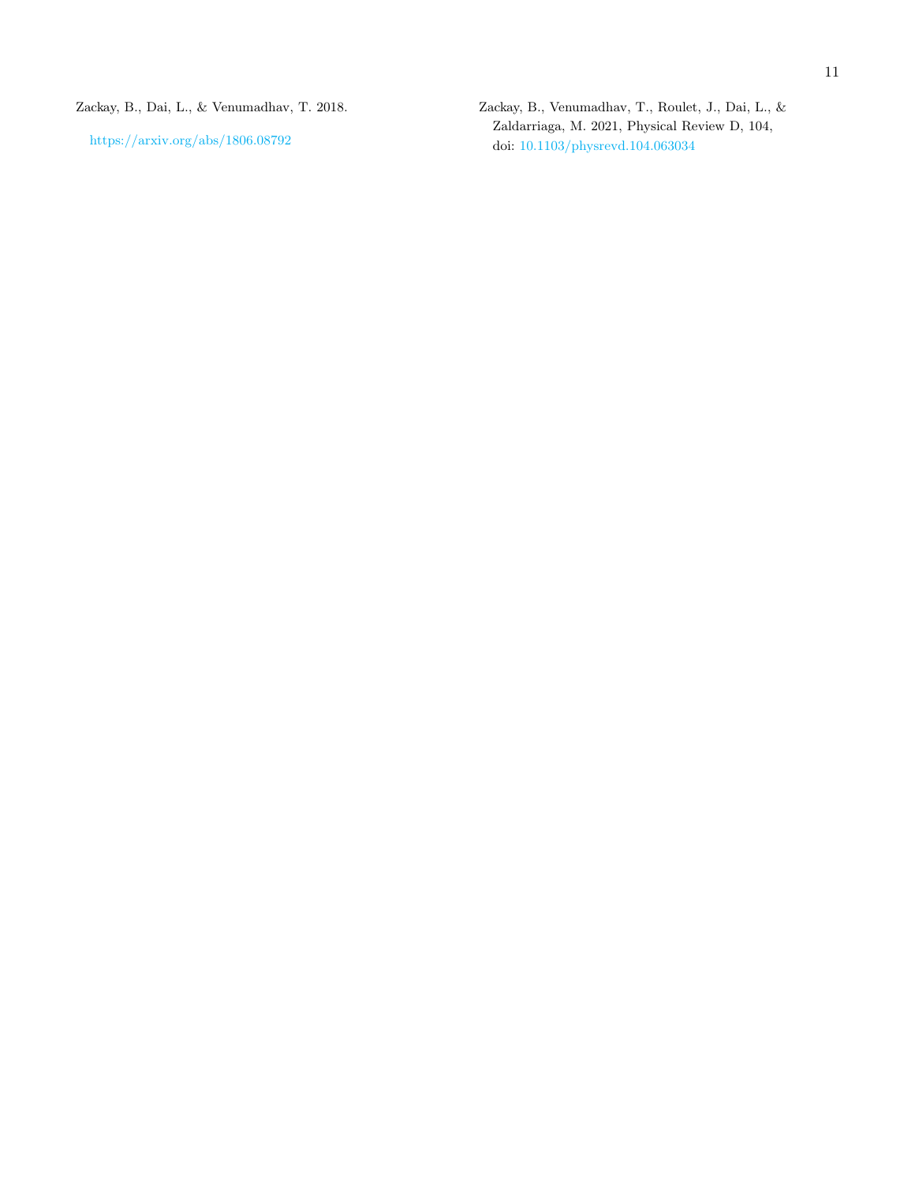Zackay, B., Dai, L., & Venumadhav, T. 2018. https://arxiv.org/abs/1806.08792

Zackay, B., Venumadhav, T., Roulet, J., Dai, L., & Zaldarriaga, M. 2021, Physical Review D, 104, doi: 10.1103/physrevd.104.063034